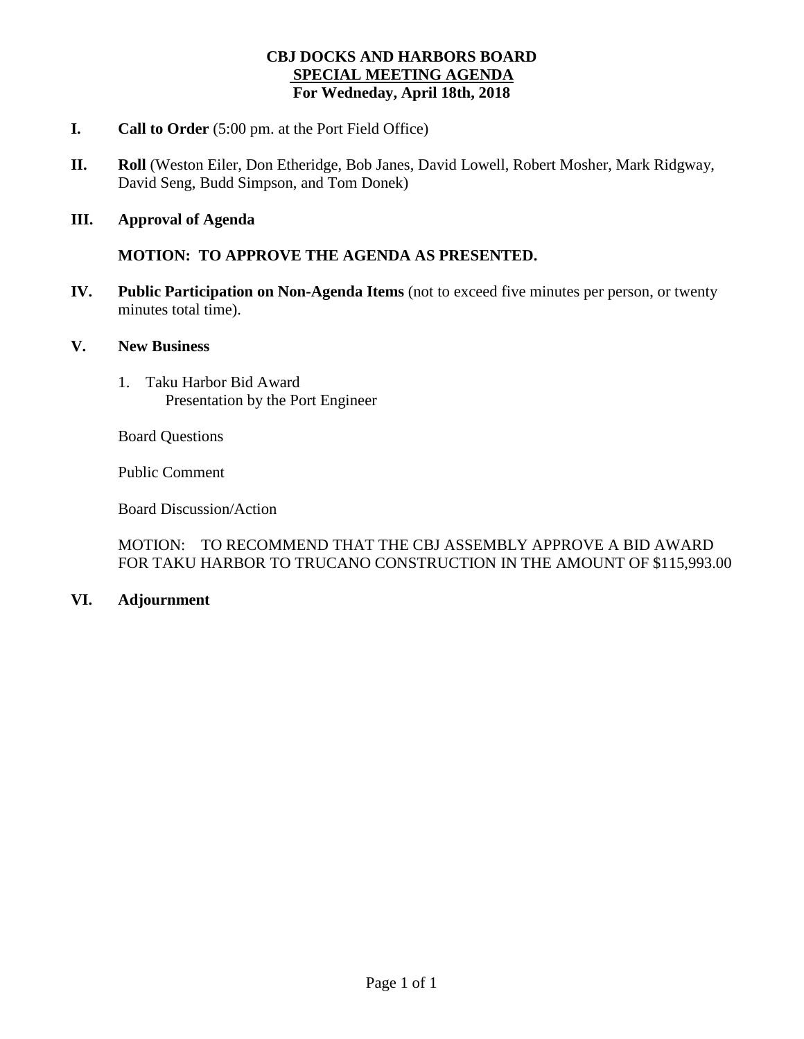# CBJ DOCKS AND HARBORS BOARD
## SPECIAL MEETING AGENDA
### For Wedneday, April 18th, 2018

**I. Call to Order** (5:00 pm. at the Port Field Office)

**II. Roll** (Weston Eiler, Don Etheridge, Bob Janes, David Lowell, Robert Mosher, Mark Ridgway, David Seng, Budd Simpson, and Tom Donek)

**III. Approval of Agenda**

**MOTION: TO APPROVE THE AGENDA AS PRESENTED.**

**IV. Public Participation on Non-Agenda Items** (not to exceed five minutes per person, or twenty minutes total time).

**V. New Business**

1. Taku Harbor Bid Award
   Presentation by the Port Engineer

Board Questions

Public Comment

Board Discussion/Action

MOTION: TO RECOMMEND THAT THE CBJ ASSEMBLY APPROVE A BID AWARD FOR TAKU HARBOR TO TRUCANO CONSTRUCTION IN THE AMOUNT OF $115,993.00

**VI. Adjournment**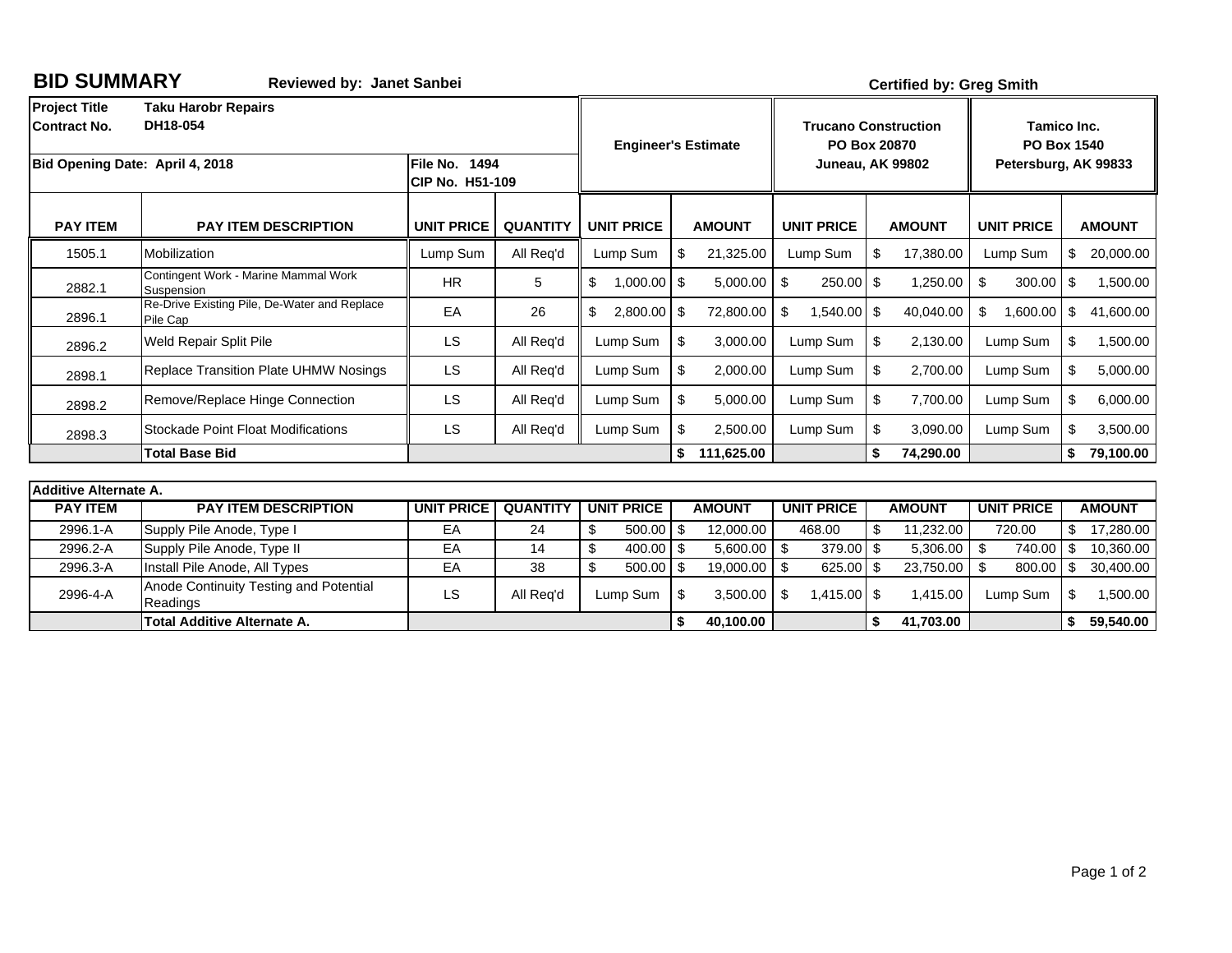# BID SUMMARY

**Reviewed by: Janet Sanbei**

**Certified by: Greg Smith**

| **Project Title** | **Taku Harobr Repairs** | | | **Engineer's Estimate** | | **Trucano Construction** PO Box 20870 Juneau, AK 99802 | | **Tamico Inc.** PO Box 1540 Petersburg, AK 99833 | |
|---|---|---|---|---|---|---|---|---|---|
| **Contract No.** | **DH18-054** | | | | | | | | |
| **Bid Opening Date: April 4, 2018** | | **File No. 1494** **CIP No. H51-109** | | | | | | | |
| **PAY ITEM** | **PAY ITEM DESCRIPTION** | **UNIT PRICE** | **QUANTITY** | **UNIT PRICE** | **AMOUNT** | **UNIT PRICE** | **AMOUNT** | **UNIT PRICE** | **AMOUNT** |
| 1505.1 | Mobilization | Lump Sum | All Req'd | Lump Sum | $ 21,325.00 | Lump Sum | $ 17,380.00 | Lump Sum | $ 20,000.00 |
| 2882.1 | Contingent Work - Marine Mammal Work Suspension | HR | 5 | $ 1,000.00 | $ 5,000.00 | $ 250.00 | $ 1,250.00 | $ 300.00 | $ 1,500.00 |
| 2896.1 | Re-Drive Existing Pile, De-Water and Replace Pile Cap | EA | 26 | $ 2,800.00 | $ 72,800.00 | $ 1,540.00 | $ 40,040.00 | $ 1,600.00 | $ 41,600.00 |
| 2896.2 | Weld Repair Split Pile | LS | All Req'd | Lump Sum | $ 3,000.00 | Lump Sum | $ 2,130.00 | Lump Sum | $ 1,500.00 |
| 2898.1 | Replace Transition Plate UHMW Nosings | LS | All Req'd | Lump Sum | $ 2,000.00 | Lump Sum | $ 2,700.00 | Lump Sum | $ 5,000.00 |
| 2898.2 | Remove/Replace Hinge Connection | LS | All Req'd | Lump Sum | $ 5,000.00 | Lump Sum | $ 7,700.00 | Lump Sum | $ 6,000.00 |
| 2898.3 | Stockade Point Float Modifications | LS | All Req'd | Lump Sum | $ 2,500.00 | Lump Sum | $ 3,090.00 | Lump Sum | $ 3,500.00 |
| | **Total Base Bid** | | | | **$ 111,625.00** | | **$ 74,290.00** | | **$ 79,100.00** |

| **Additive Alternate A.** | | | | | | | | | |
|---|---|---|---|---|---|---|---|---|---|
| **PAY ITEM** | **PAY ITEM DESCRIPTION** | **UNIT PRICE** | **QUANTITY** | **UNIT PRICE** | **AMOUNT** | **UNIT PRICE** | **AMOUNT** | **UNIT PRICE** | **AMOUNT** |
| 2996.1-A | Supply Pile Anode, Type I | EA | 24 | $ 500.00 | $ 12,000.00 | 468.00 | $ 11,232.00 | 720.00 | $ 17,280.00 |
| 2996.2-A | Supply Pile Anode, Type II | EA | 14 | $ 400.00 | $ 5,600.00 | $ 379.00 | $ 5,306.00 | $ 740.00 | $ 10,360.00 |
| 2996.3-A | Install Pile Anode, All Types | EA | 38 | $ 500.00 | $ 19,000.00 | $ 625.00 | $ 23,750.00 | $ 800.00 | $ 30,400.00 |
| 2996-4-A | Anode Continuity Testing and Potential Readings | LS | All Req'd | Lump Sum | $ 3,500.00 | $ 1,415.00 | $ 1,415.00 | Lump Sum | $ 1,500.00 |
| | **Total Additive Alternate A.** | | | | **$ 40,100.00** | | **$ 41,703.00** | | **$ 59,540.00** |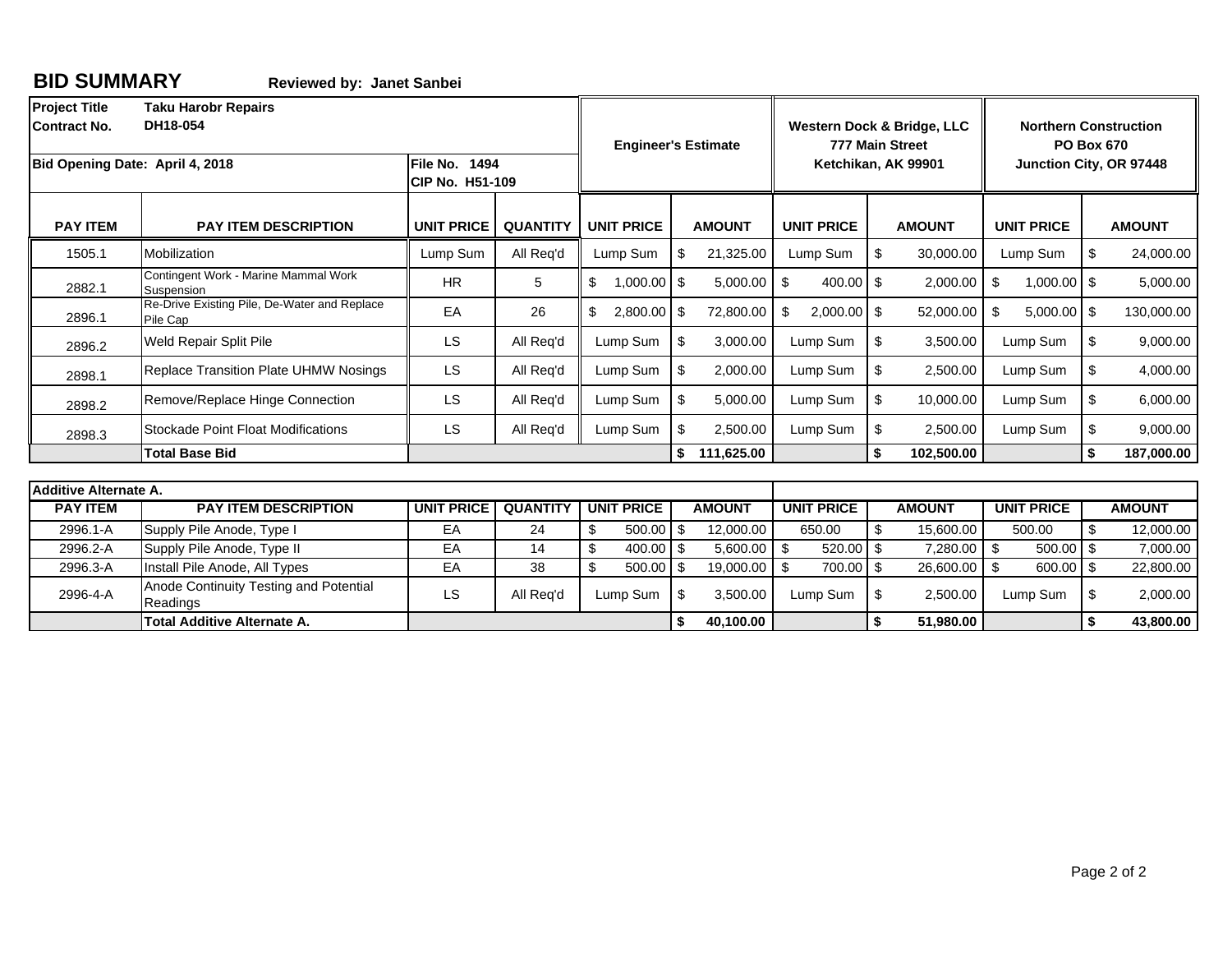## BID SUMMARY

**Reviewed by: Janet Sanbei**

| **Project Title** | **Taku Harobr Repairs** | | | | | | | | |
|---|---|---|---|---|---|---|---|---|---|
| **Contract No.** | **DH18-054** | | | **Engineer's Estimate** | | **Western Dock & Bridge, LLC 777 Main Street Ketchikan, AK 99901** | | **Northern Construction PO Box 670 Junction City, OR 97448** | |
| **Bid Opening Date: April 4, 2018** | | **File No. 1494 CIP No. H51-109** | | | | | | | |
| **PAY ITEM** | **PAY ITEM DESCRIPTION** | **UNIT PRICE** | **QUANTITY** | **UNIT PRICE** | **AMOUNT** | **UNIT PRICE** | **AMOUNT** | **UNIT PRICE** | **AMOUNT** |
| 1505.1 | Mobilization | Lump Sum | All Req'd | Lump Sum | $ 21,325.00 | Lump Sum | $ 30,000.00 | Lump Sum | $ 24,000.00 |
| 2882.1 | Contingent Work - Marine Mammal Work Suspension | HR | 5 | $ 1,000.00 | $ 5,000.00 | $ 400.00 | $ 2,000.00 | $ 1,000.00 | $ 5,000.00 |
| 2896.1 | Re-Drive Existing Pile, De-Water and Replace Pile Cap | EA | 26 | $ 2,800.00 | $ 72,800.00 | $ 2,000.00 | $ 52,000.00 | $ 5,000.00 | $ 130,000.00 |
| 2896.2 | Weld Repair Split Pile | LS | All Req'd | Lump Sum | $ 3,000.00 | Lump Sum | $ 3,500.00 | Lump Sum | $ 9,000.00 |
| 2898.1 | Replace Transition Plate UHMW Nosings | LS | All Req'd | Lump Sum | $ 2,000.00 | Lump Sum | $ 2,500.00 | Lump Sum | $ 4,000.00 |
| 2898.2 | Remove/Replace Hinge Connection | LS | All Req'd | Lump Sum | $ 5,000.00 | Lump Sum | $ 10,000.00 | Lump Sum | $ 6,000.00 |
| 2898.3 | Stockade Point Float Modifications | LS | All Req'd | Lump Sum | $ 2,500.00 | Lump Sum | $ 2,500.00 | Lump Sum | $ 9,000.00 |
| | **Total Base Bid** | | | | **$ 111,625.00** | | **$ 102,500.00** | | **$ 187,000.00** |

| **Additive Alternate A.** | | | | | | | | | |
|---|---|---|---|---|---|---|---|---|---|
| **PAY ITEM** | **PAY ITEM DESCRIPTION** | **UNIT PRICE** | **QUANTITY** | **UNIT PRICE** | **AMOUNT** | **UNIT PRICE** | **AMOUNT** | **UNIT PRICE** | **AMOUNT** |
| 2996.1-A | Supply Pile Anode, Type I | EA | 24 | $ 500.00 | $ 12,000.00 | 650.00 | $ 15,600.00 | 500.00 | $ 12,000.00 |
| 2996.2-A | Supply Pile Anode, Type II | EA | 14 | $ 400.00 | $ 5,600.00 | $ 520.00 | $ 7,280.00 | $ 500.00 | $ 7,000.00 |
| 2996.3-A | Install Pile Anode, All Types | EA | 38 | $ 500.00 | $ 19,000.00 | $ 700.00 | $ 26,600.00 | $ 600.00 | $ 22,800.00 |
| 2996-4-A | Anode Continuity Testing and Potential Readings | LS | All Req'd | Lump Sum | $ 3,500.00 | Lump Sum | $ 2,500.00 | Lump Sum | $ 2,000.00 |
| | **Total Additive Alternate A.** | | | | **$ 40,100.00** | | **$ 51,980.00** | | **$ 43,800.00** |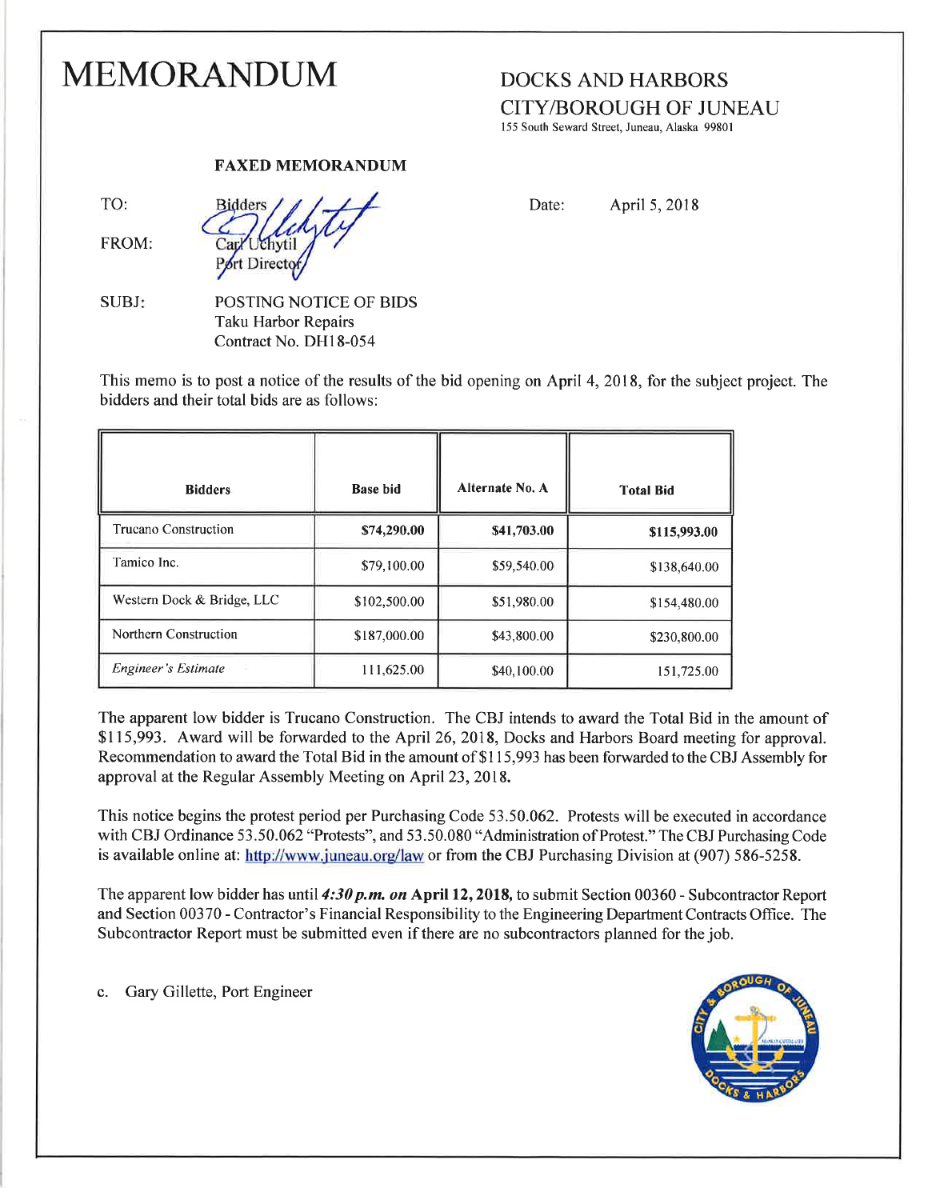# MEMORANDUM

## DOCKS AND HARBORS
## CITY/BOROUGH OF JUNEAU

155 South Seward Street, Juneau, Alaska 99801

**FAXED MEMORANDUM**

TO: Bidders

Date: April 5, 2018

FROM: Carl Uchytil
Port Director

SUBJ: POSTING NOTICE OF BIDS
Taku Harbor Repairs
Contract No. DH18-054

This memo is to post a notice of the results of the bid opening on April 4, 2018, for the subject project. The bidders and their total bids are as follows:

| Bidders | Base bid | Alternate No. A | Total Bid |
|---|---|---|---|
| Trucano Construction | **$74,290.00** | **$41,703.00** | **$115,993.00** |
| Tamico Inc. | $79,100.00 | $59,540.00 | $138,640.00 |
| Western Dock & Bridge, LLC | $102,500.00 | $51,980.00 | $154,480.00 |
| Northern Construction | $187,000.00 | $43,800.00 | $230,800.00 |
| *Engineer's Estimate* | 111,625.00 | $40,100.00 | 151,725.00 |

The apparent low bidder is Trucano Construction. The CBJ intends to award the Total Bid in the amount of $115,993. Award will be forwarded to the April 26, 2018, Docks and Harbors Board meeting for approval. Recommendation to award the Total Bid in the amount of $115,993 has been forwarded to the CBJ Assembly for approval at the Regular Assembly Meeting on April 23, 2018.

This notice begins the protest period per Purchasing Code 53.50.062. Protests will be executed in accordance with CBJ Ordinance 53.50.062 "Protests", and 53.50.080 "Administration of Protest." The CBJ Purchasing Code is available online at: http://www.juneau.org/law or from the CBJ Purchasing Division at (907) 586-5258.

The apparent low bidder has until ***4:30 p.m. on* April 12, 2018,** to submit Section 00360 - Subcontractor Report and Section 00370 - Contractor's Financial Responsibility to the Engineering Department Contracts Office. The Subcontractor Report must be submitted even if there are no subcontractors planned for the job.

c. Gary Gillette, Port Engineer